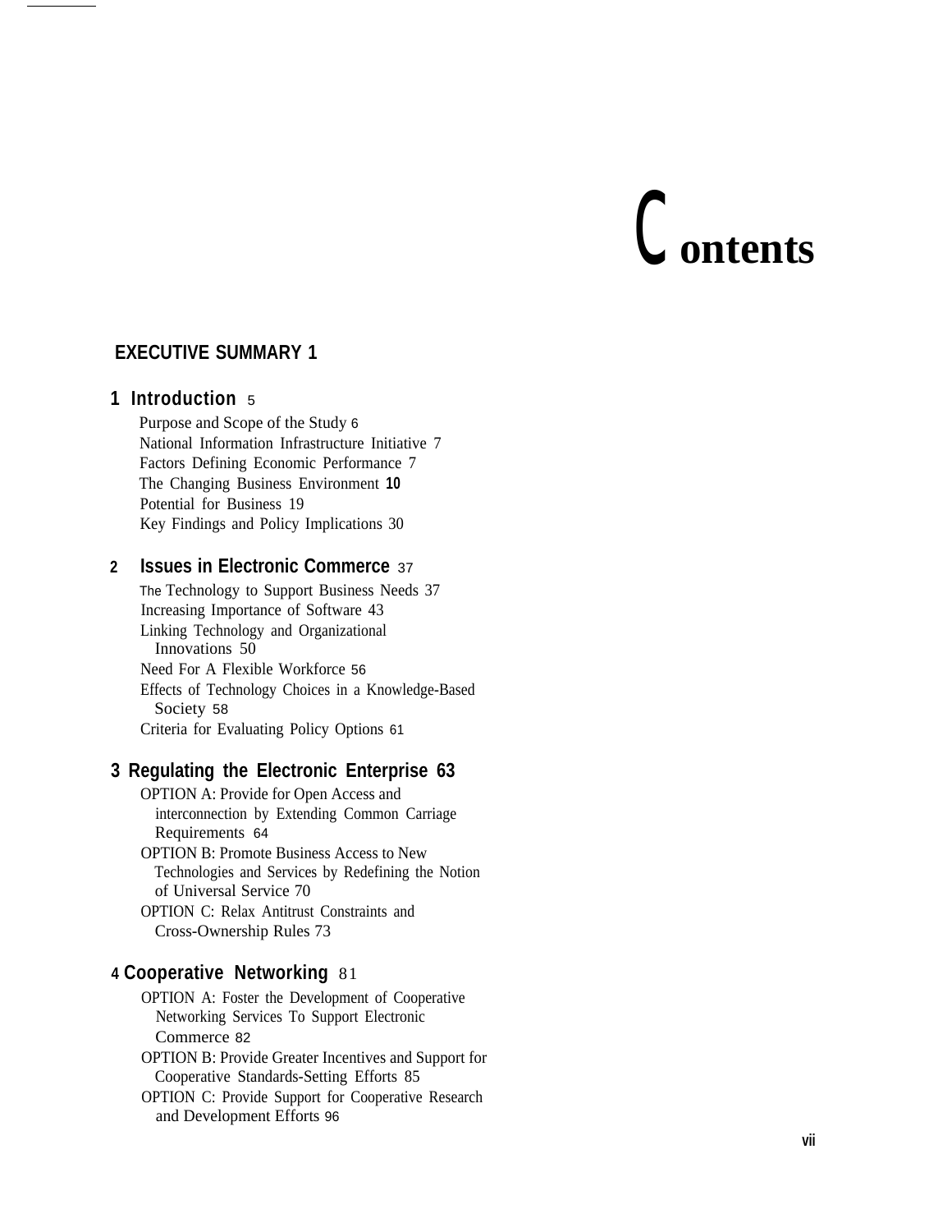# Contents

**EXECUTIVE SUMMARY 1**

## 1 Introduction 5

Purpose and Scope of the Study 6
National Information Infrastructure Initiative 7
Factors Defining Economic Performance 7
The Changing Business Environment 10
Potential for Business 19
Key Findings and Policy Implications 30

## 2 Issues in Electronic Commerce 37

The Technology to Support Business Needs 37
Increasing Importance of Software 43
Linking Technology and Organizational Innovations 50
Need For A Flexible Workforce 56
Effects of Technology Choices in a Knowledge-Based Society 58
Criteria for Evaluating Policy Options 61

## 3 Regulating the Electronic Enterprise 63

OPTION A: Provide for Open Access and interconnection by Extending Common Carriage Requirements 64
OPTION B: Promote Business Access to New Technologies and Services by Redefining the Notion of Universal Service 70
OPTION C: Relax Antitrust Constraints and Cross-Ownership Rules 73

## 4 Cooperative Networking 81

OPTION A: Foster the Development of Cooperative Networking Services To Support Electronic Commerce 82
OPTION B: Provide Greater Incentives and Support for Cooperative Standards-Setting Efforts 85
OPTION C: Provide Support for Cooperative Research and Development Efforts 96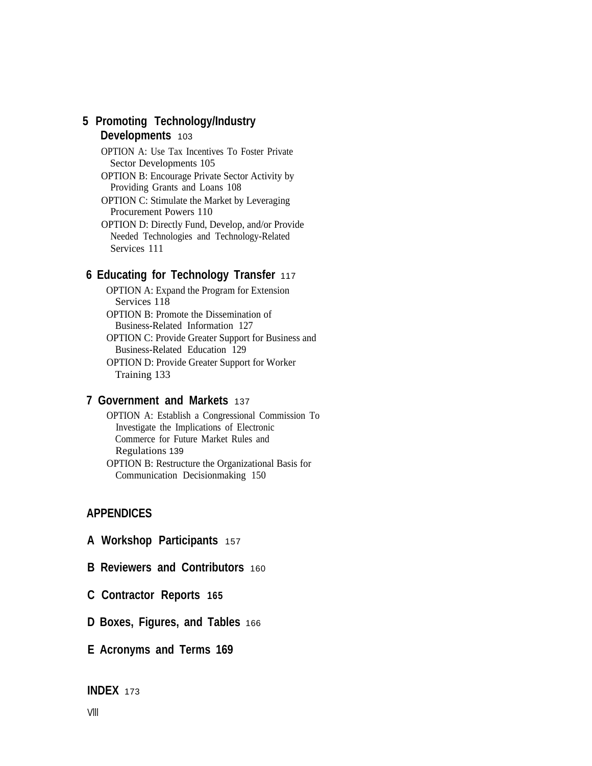**5 Promoting Technology/Industry Developments** 103

- OPTION A: Use Tax Incentives To Foster Private Sector Developments 105
- OPTION B: Encourage Private Sector Activity by Providing Grants and Loans 108
- OPTION C: Stimulate the Market by Leveraging Procurement Powers 110
- OPTION D: Directly Fund, Develop, and/or Provide Needed Technologies and Technology-Related Services 111

**6 Educating for Technology Transfer** 117

- OPTION A: Expand the Program for Extension Services 118
- OPTION B: Promote the Dissemination of Business-Related Information 127
- OPTION C: Provide Greater Support for Business and Business-Related Education 129
- OPTION D: Provide Greater Support for Worker Training 133

**7 Government and Markets** 137

- OPTION A: Establish a Congressional Commission To Investigate the Implications of Electronic Commerce for Future Market Rules and Regulations 139
- OPTION B: Restructure the Organizational Basis for Communication Decisionmaking 150

**APPENDICES**

**A Workshop Participants** 157

**B Reviewers and Contributors** 160

**C Contractor Reports** 165

**D Boxes, Figures, and Tables** 166

**E Acronyms and Terms** 169

**INDEX** 173